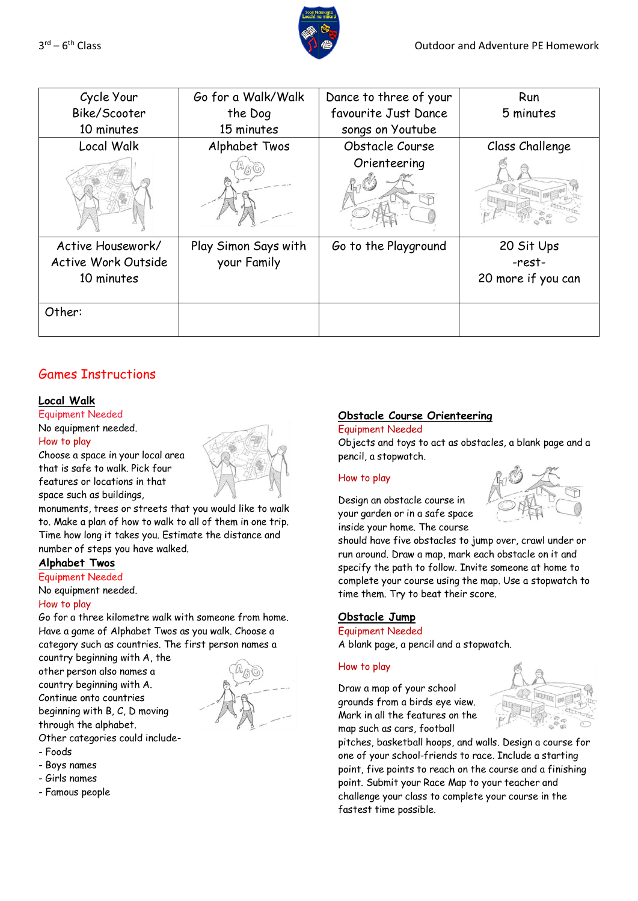3rd – 6th Class

Outdoor and Adventure PE Homework

| Cycle Your Bike/Scooter 10 minutes | Go for a Walk/Walk the Dog 15 minutes | Dance to three of your favourite Just Dance songs on Youtube | Run 5 minutes |
|---|---|---|---|
| Local Walk | Alphabet Twos | Obstacle Course Orienteering | Class Challenge |
| Active Housework/ Active Work Outside 10 minutes | Play Simon Says with your Family | Go to the Playground | 20 Sit Ups -rest- 20 more if you can |
| Other: | | | |

## Games Instructions

### Local Walk

Equipment Needed

No equipment needed.

How to play

Choose a space in your local area that is safe to walk. Pick four features or locations in that space such as buildings, monuments, trees or streets that you would like to walk to. Make a plan of how to walk to all of them in one trip. Time how long it takes you. Estimate the distance and number of steps you have walked.

### Alphabet Twos

Equipment Needed

No equipment needed.

How to play

Go for a three kilometre walk with someone from home. Have a game of Alphabet Twos as you walk. Choose a category such as countries. The first person names a country beginning with A, the other person also names a country beginning with A. Continue onto countries beginning with B, C, D moving through the alphabet.

Other categories could include-

- Foods
- Boys names
- Girls names
- Famous people

### Obstacle Course Orienteering

Equipment Needed

Objects and toys to act as obstacles, a blank page and a pencil, a stopwatch.

How to play

Design an obstacle course in your garden or in a safe space inside your home. The course should have five obstacles to jump over, crawl under or run around. Draw a map, mark each obstacle on it and specify the path to follow. Invite someone at home to complete your course using the map. Use a stopwatch to time them. Try to beat their score.

### Obstacle Jump

Equipment Needed

A blank page, a pencil and a stopwatch.

How to play

Draw a map of your school grounds from a birds eye view. Mark in all the features on the map such as cars, football pitches, basketball hoops, and walls. Design a course for one of your school-friends to race. Include a starting point, five points to reach on the course and a finishing point. Submit your Race Map to your teacher and challenge your class to complete your course in the fastest time possible.